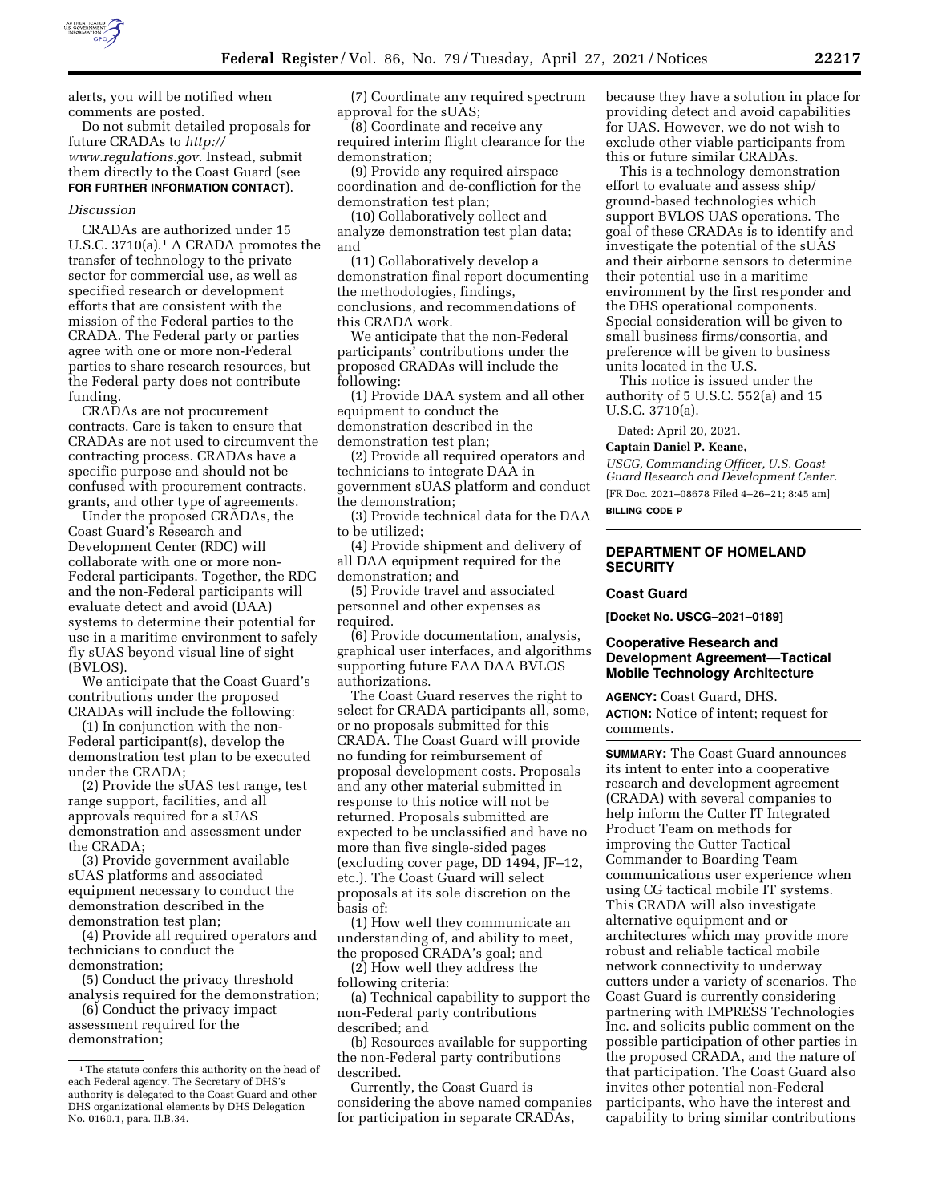alerts, you will be notified when comments are posted.

Do not submit detailed proposals for future CRADAs to *http://www.regulations.gov*. Instead, submit them directly to the Coast Guard (see **FOR FURTHER INFORMATION CONTACT**).

*Discussion*

CRADAs are authorized under 15 U.S.C. 3710(a).[1] A CRADA promotes the transfer of technology to the private sector for commercial use, as well as specified research or development efforts that are consistent with the mission of the Federal parties to the CRADA. The Federal party or parties agree with one or more non-Federal parties to share research resources, but the Federal party does not contribute funding.

CRADAs are not procurement contracts. Care is taken to ensure that CRADAs are not used to circumvent the contracting process. CRADAs have a specific purpose and should not be confused with procurement contracts, grants, and other type of agreements.

Under the proposed CRADAs, the Coast Guard's Research and Development Center (RDC) will collaborate with one or more non-Federal participants. Together, the RDC and the non-Federal participants will evaluate detect and avoid (DAA) systems to determine their potential for use in a maritime environment to safely fly sUAS beyond visual line of sight (BVLOS).

We anticipate that the Coast Guard's contributions under the proposed CRADAs will include the following:

(1) In conjunction with the non-Federal participant(s), develop the demonstration test plan to be executed under the CRADA;

(2) Provide the sUAS test range, test range support, facilities, and all approvals required for a sUAS demonstration and assessment under the CRADA;

(3) Provide government available sUAS platforms and associated equipment necessary to conduct the demonstration described in the demonstration test plan;

(4) Provide all required operators and technicians to conduct the demonstration;

(5) Conduct the privacy threshold analysis required for the demonstration;

(6) Conduct the privacy impact assessment required for the demonstration;

(7) Coordinate any required spectrum approval for the sUAS;

(8) Coordinate and receive any required interim flight clearance for the demonstration;

(9) Provide any required airspace coordination and de-confliction for the demonstration test plan;

(10) Collaboratively collect and analyze demonstration test plan data; and

(11) Collaboratively develop a demonstration final report documenting the methodologies, findings, conclusions, and recommendations of this CRADA work.

We anticipate that the non-Federal participants' contributions under the proposed CRADAs will include the following:

(1) Provide DAA system and all other equipment to conduct the demonstration described in the demonstration test plan;

(2) Provide all required operators and technicians to integrate DAA in government sUAS platform and conduct the demonstration;

(3) Provide technical data for the DAA to be utilized;

(4) Provide shipment and delivery of all DAA equipment required for the demonstration; and

(5) Provide travel and associated personnel and other expenses as required.

(6) Provide documentation, analysis, graphical user interfaces, and algorithms supporting future FAA DAA BVLOS authorizations.

The Coast Guard reserves the right to select for CRADA participants all, some, or no proposals submitted for this CRADA. The Coast Guard will provide no funding for reimbursement of proposal development costs. Proposals and any other material submitted in response to this notice will not be returned. Proposals submitted are expected to be unclassified and have no more than five single-sided pages (excluding cover page, DD 1494, JF–12, etc.). The Coast Guard will select proposals at its sole discretion on the basis of:

(1) How well they communicate an understanding of, and ability to meet, the proposed CRADA's goal; and

(2) How well they address the following criteria:

(a) Technical capability to support the non-Federal party contributions described; and

(b) Resources available for supporting the non-Federal party contributions described.

Currently, the Coast Guard is considering the above named companies for participation in separate CRADAs, because they have a solution in place for providing detect and avoid capabilities for UAS. However, we do not wish to exclude other viable participants from this or future similar CRADAs.

This is a technology demonstration effort to evaluate and assess ship/ground-based technologies which support BVLOS UAS operations. The goal of these CRADAs is to identify and investigate the potential of the sUAS and their airborne sensors to determine their potential use in a maritime environment by the first responder and the DHS operational components. Special consideration will be given to small business firms/consortia, and preference will be given to business units located in the U.S.

This notice is issued under the authority of 5 U.S.C. 552(a) and 15 U.S.C. 3710(a).

Dated: April 20, 2021.

**Captain Daniel P. Keane,**

*USCG, Commanding Officer, U.S. Coast Guard Research and Development Center.*

[FR Doc. 2021–08678 Filed 4–26–21; 8:45 am]

**BILLING CODE P**

---

[1] The statute confers this authority on the head of each Federal agency. The Secretary of DHS's authority is delegated to the Coast Guard and other DHS organizational elements by DHS Delegation No. 0160.1, para. II.B.34.

---

## DEPARTMENT OF HOMELAND SECURITY

### Coast Guard

**[Docket No. USCG–2021–0189]**

### Cooperative Research and Development Agreement—Tactical Mobile Technology Architecture

**AGENCY:** Coast Guard, DHS.

**ACTION:** Notice of intent; request for comments.

**SUMMARY:** The Coast Guard announces its intent to enter into a cooperative research and development agreement (CRADA) with several companies to help inform the Cutter IT Integrated Product Team on methods for improving the Cutter Tactical Commander to Boarding Team communications user experience when using CG tactical mobile IT systems. This CRADA will also investigate alternative equipment and or architectures which may provide more robust and reliable tactical mobile network connectivity to underway cutters under a variety of scenarios. The Coast Guard is currently considering partnering with IMPRESS Technologies Inc. and solicits public comment on the possible participation of other parties in the proposed CRADA, and the nature of that participation. The Coast Guard also invites other potential non-Federal participants, who have the interest and capability to bring similar contributions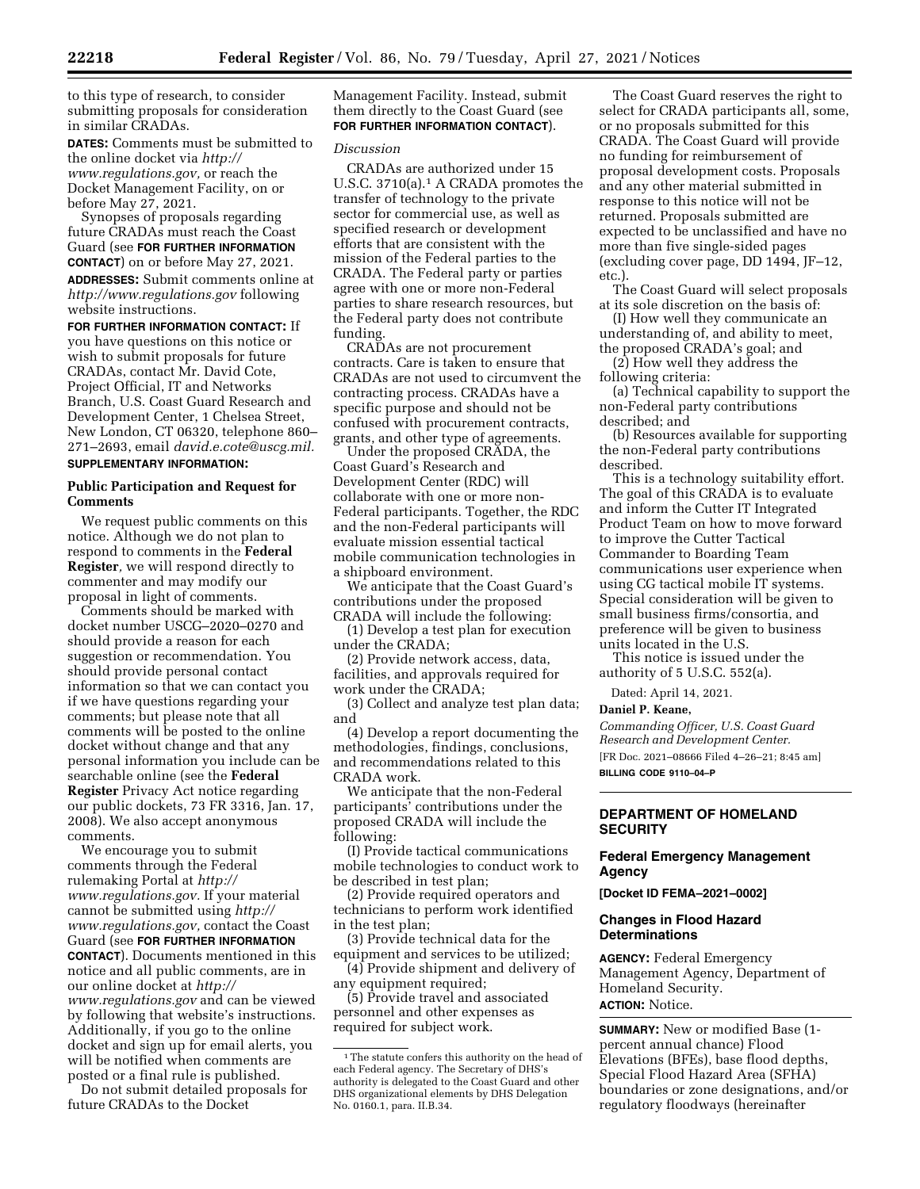to this type of research, to consider submitting proposals for consideration in similar CRADAs.

**DATES:** Comments must be submitted to the online docket via *http://www.regulations.gov,* or reach the Docket Management Facility, on or before May 27, 2021.

Synopses of proposals regarding future CRADAs must reach the Coast Guard (see **FOR FURTHER INFORMATION CONTACT**) on or before May 27, 2021.

**ADDRESSES:** Submit comments online at *http://www.regulations.gov* following website instructions.

**FOR FURTHER INFORMATION CONTACT:** If you have questions on this notice or wish to submit proposals for future CRADAs, contact Mr. David Cote, Project Official, IT and Networks Branch, U.S. Coast Guard Research and Development Center, 1 Chelsea Street, New London, CT 06320, telephone 860–271–2693, email *david.e.cote@uscg.mil.*

**SUPPLEMENTARY INFORMATION:**

## Public Participation and Request for Comments

We request public comments on this notice. Although we do not plan to respond to comments in the **Federal Register**, we will respond directly to commenter and may modify our proposal in light of comments.

Comments should be marked with docket number USCG–2020–0270 and should provide a reason for each suggestion or recommendation. You should provide personal contact information so that we can contact you if we have questions regarding your comments; but please note that all comments will be posted to the online docket without change and that any personal information you include can be searchable online (see the **Federal Register** Privacy Act notice regarding our public dockets, 73 FR 3316, Jan. 17, 2008). We also accept anonymous comments.

We encourage you to submit comments through the Federal rulemaking Portal at *http://www.regulations.gov.* If your material cannot be submitted using *http://www.regulations.gov,* contact the Coast Guard (see **FOR FURTHER INFORMATION CONTACT**). Documents mentioned in this notice and all public comments, are in our online docket at *http://www.regulations.gov* and can be viewed by following that website's instructions. Additionally, if you go to the online docket and sign up for email alerts, you will be notified when comments are posted or a final rule is published.

Do not submit detailed proposals for future CRADAs to the Docket Management Facility. Instead, submit them directly to the Coast Guard (see **FOR FURTHER INFORMATION CONTACT**).

### *Discussion*

CRADAs are authorized under 15 U.S.C. 3710(a).[1] A CRADA promotes the transfer of technology to the private sector for commercial use, as well as specified research or development efforts that are consistent with the mission of the Federal parties to the CRADA. The Federal party or parties agree with one or more non-Federal parties to share research resources, but the Federal party does not contribute funding.

CRADAs are not procurement contracts. Care is taken to ensure that CRADAs are not used to circumvent the contracting process. CRADAs have a specific purpose and should not be confused with procurement contracts, grants, and other type of agreements.

Under the proposed CRADA, the Coast Guard's Research and Development Center (RDC) will collaborate with one or more non-Federal participants. Together, the RDC and the non-Federal participants will evaluate mission essential tactical mobile communication technologies in a shipboard environment.

We anticipate that the Coast Guard's contributions under the proposed CRADA will include the following:

(1) Develop a test plan for execution under the CRADA;

(2) Provide network access, data, facilities, and approvals required for work under the CRADA;

(3) Collect and analyze test plan data; and

(4) Develop a report documenting the methodologies, findings, conclusions, and recommendations related to this CRADA work.

We anticipate that the non-Federal participants' contributions under the proposed CRADA will include the following:

(I) Provide tactical communications mobile technologies to conduct work to be described in test plan;

(2) Provide required operators and technicians to perform work identified in the test plan;

(3) Provide technical data for the equipment and services to be utilized;

(4) Provide shipment and delivery of any equipment required;

(5) Provide travel and associated personnel and other expenses as required for subject work.

[1] The statute confers this authority on the head of each Federal agency. The Secretary of DHS's authority is delegated to the Coast Guard and other DHS organizational elements by DHS Delegation No. 0160.1, para. II.B.34.

The Coast Guard reserves the right to select for CRADA participants all, some, or no proposals submitted for this CRADA. The Coast Guard will provide no funding for reimbursement of proposal development costs. Proposals and any other material submitted in response to this notice will not be returned. Proposals submitted are expected to be unclassified and have no more than five single-sided pages (excluding cover page, DD 1494, JF–12, etc.).

The Coast Guard will select proposals at its sole discretion on the basis of:

(I) How well they communicate an understanding of, and ability to meet, the proposed CRADA's goal; and

(2) How well they address the following criteria:

(a) Technical capability to support the non-Federal party contributions described; and

(b) Resources available for supporting the non-Federal party contributions described.

This is a technology suitability effort. The goal of this CRADA is to evaluate and inform the Cutter IT Integrated Product Team on how to move forward to improve the Cutter Tactical Commander to Boarding Team communications user experience when using CG tactical mobile IT systems. Special consideration will be given to small business firms/consortia, and preference will be given to business units located in the U.S.

This notice is issued under the authority of 5 U.S.C. 552(a).

Dated: April 14, 2021.

**Daniel P. Keane,**

*Commanding Officer, U.S. Coast Guard Research and Development Center.*

[FR Doc. 2021–08666 Filed 4–26–21; 8:45 am]

**BILLING CODE 9110–04–P**

# DEPARTMENT OF HOMELAND SECURITY

## Federal Emergency Management Agency

**[Docket ID FEMA–2021–0002]**

## Changes in Flood Hazard Determinations

**AGENCY:** Federal Emergency Management Agency, Department of Homeland Security.

**ACTION:** Notice.

**SUMMARY:** New or modified Base (1-percent annual chance) Flood Elevations (BFEs), base flood depths, Special Flood Hazard Area (SFHA) boundaries or zone designations, and/or regulatory floodways (hereinafter